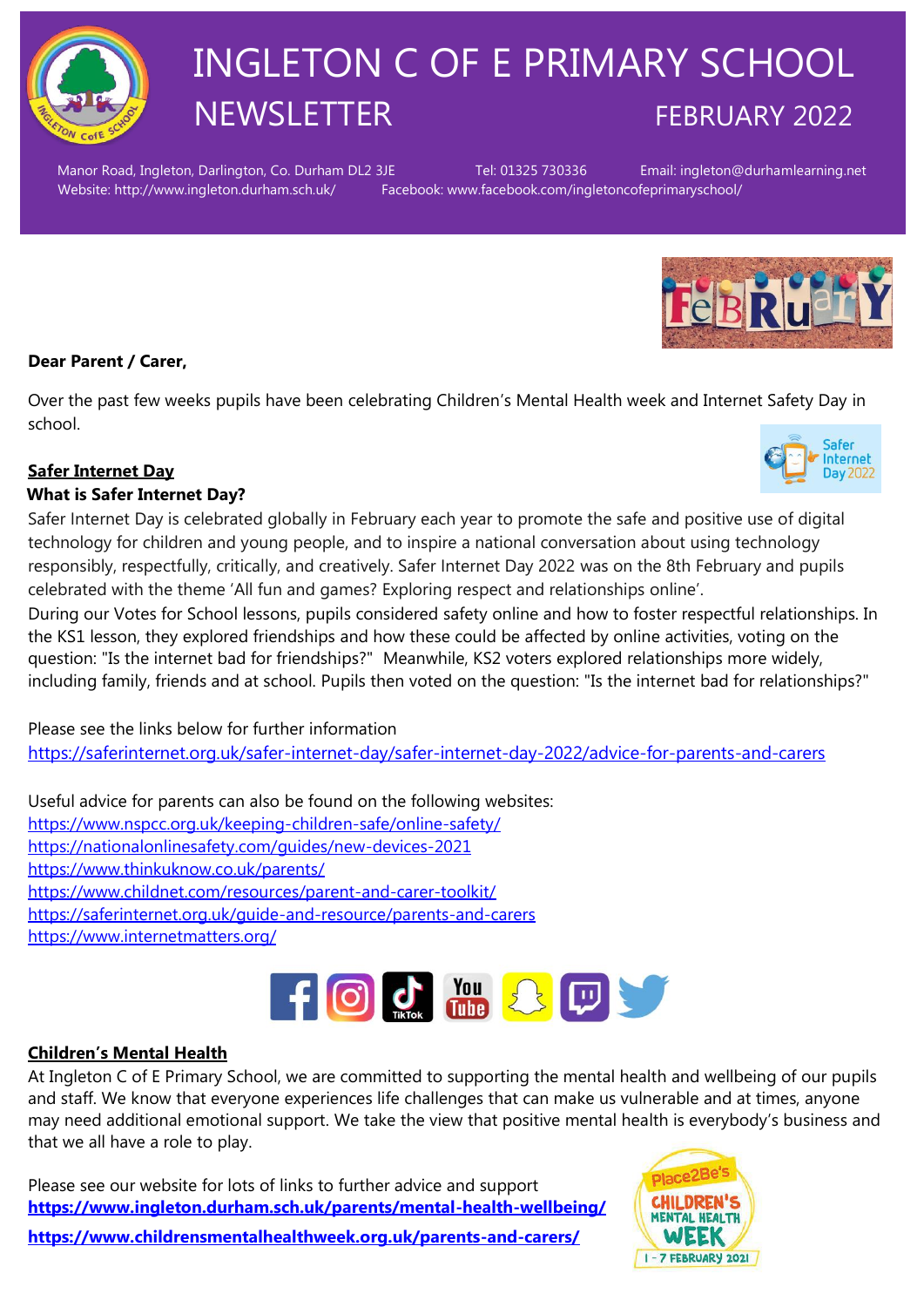# INGLETON C OF E PRIMARY SCHOOL

## NEWSLETTER FEBRUARY 2022

Manor Road, Ingleton, Darlington, Co. Durham DL2 3JE Tel: 01325 730336 Email: ingleton@durhamlearning.net
Website: http://www.ingleton.durham.sch.uk/ Facebook: www.facebook.com/ingletoncofeprimaryschool/

**Dear Parent / Carer,**

Over the past few weeks pupils have been celebrating Children's Mental Health week and Internet Safety Day in school.

### Safer Internet Day

**What is Safer Internet Day?**

Safer Internet Day is celebrated globally in February each year to promote the safe and positive use of digital technology for children and young people, and to inspire a national conversation about using technology responsibly, respectfully, critically, and creatively. Safer Internet Day 2022 was on the 8th February and pupils celebrated with the theme 'All fun and games? Exploring respect and relationships online'.

During our Votes for School lessons, pupils considered safety online and how to foster respectful relationships. In the KS1 lesson, they explored friendships and how these could be affected by online activities, voting on the question: "Is the internet bad for friendships?" Meanwhile, KS2 voters explored relationships more widely, including family, friends and at school. Pupils then voted on the question: "Is the internet bad for relationships?"

Please see the links below for further information
https://saferinternet.org.uk/safer-internet-day/safer-internet-day-2022/advice-for-parents-and-carers

Useful advice for parents can also be found on the following websites:
https://www.nspcc.org.uk/keeping-children-safe/online-safety/
https://nationalonlinesafety.com/guides/new-devices-2021
https://www.thinkuknow.co.uk/parents/
https://www.childnet.com/resources/parent-and-carer-toolkit/
https://saferinternet.org.uk/guide-and-resource/parents-and-carers
https://www.internetmatters.org/

### Children's Mental Health

At Ingleton C of E Primary School, we are committed to supporting the mental health and wellbeing of our pupils and staff. We know that everyone experiences life challenges that can make us vulnerable and at times, anyone may need additional emotional support. We take the view that positive mental health is everybody's business and that we all have a role to play.

Please see our website for lots of links to further advice and support
**https://www.ingleton.durham.sch.uk/parents/mental-health-wellbeing/**
**https://www.childrensmentalhealthweek.org.uk/parents-and-carers/**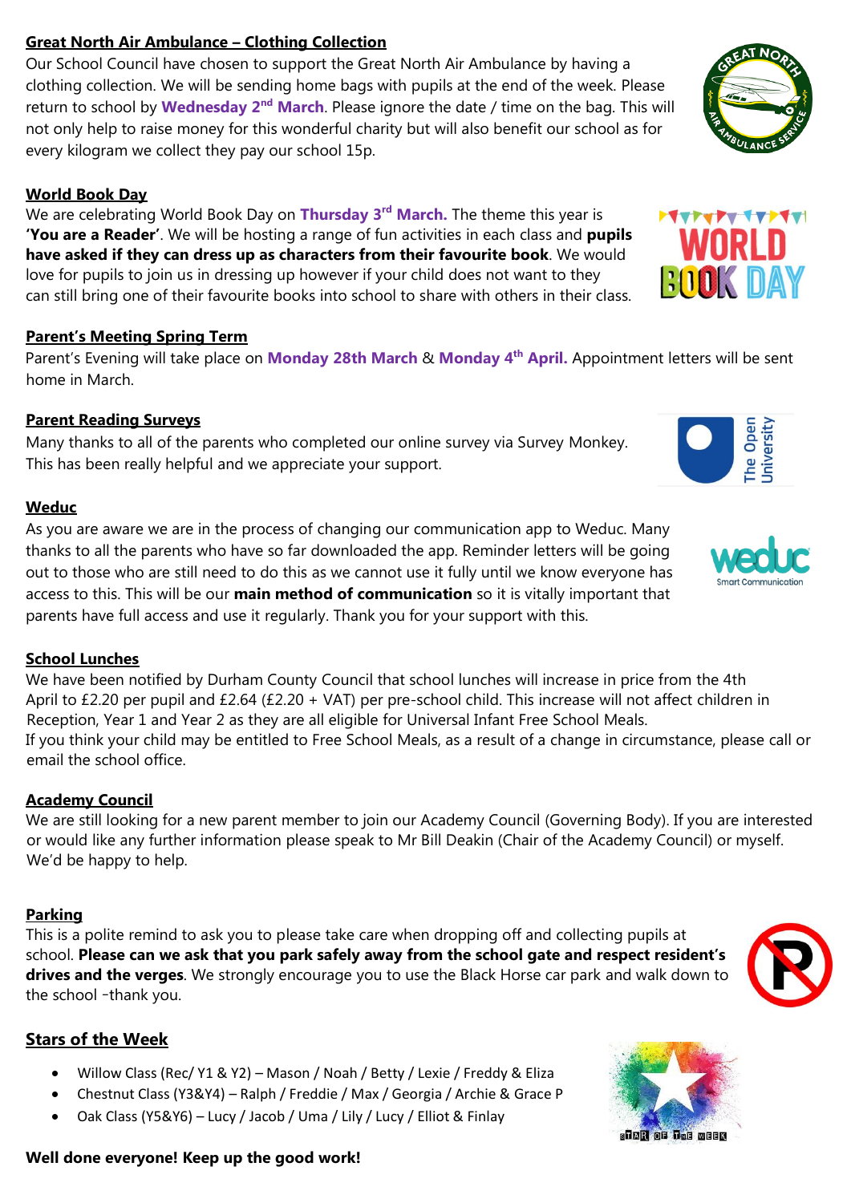## Great North Air Ambulance – Clothing Collection

Our School Council have chosen to support the Great North Air Ambulance by having a clothing collection. We will be sending home bags with pupils at the end of the week. Please return to school by **Wednesday 2nd March**. Please ignore the date / time on the bag. This will not only help to raise money for this wonderful charity but will also benefit our school as for every kilogram we collect they pay our school 15p.

## World Book Day

We are celebrating World Book Day on **Thursday 3rd March.** The theme this year is **'You are a Reader'**. We will be hosting a range of fun activities in each class and **pupils have asked if they can dress up as characters from their favourite book**. We would love for pupils to join us in dressing up however if your child does not want to they can still bring one of their favourite books into school to share with others in their class.

## Parent's Meeting Spring Term

Parent's Evening will take place on **Monday 28th March** & **Monday 4th April.** Appointment letters will be sent home in March.

## Parent Reading Surveys

Many thanks to all of the parents who completed our online survey via Survey Monkey. This has been really helpful and we appreciate your support.

## Weduc

As you are aware we are in the process of changing our communication app to Weduc. Many thanks to all the parents who have so far downloaded the app. Reminder letters will be going out to those who are still need to do this as we cannot use it fully until we know everyone has access to this. This will be our **main method of communication** so it is vitally important that parents have full access and use it regularly. Thank you for your support with this.

## School Lunches

We have been notified by Durham County Council that school lunches will increase in price from the 4th April to £2.20 per pupil and £2.64 (£2.20 + VAT) per pre-school child. This increase will not affect children in Reception, Year 1 and Year 2 as they are all eligible for Universal Infant Free School Meals.
If you think your child may be entitled to Free School Meals, as a result of a change in circumstance, please call or email the school office.

## Academy Council

We are still looking for a new parent member to join our Academy Council (Governing Body). If you are interested or would like any further information please speak to Mr Bill Deakin (Chair of the Academy Council) or myself. We'd be happy to help.

## Parking

This is a polite remind to ask you to please take care when dropping off and collecting pupils at school. **Please can we ask that you park safely away from the school gate and respect resident's drives and the verges**. We strongly encourage you to use the Black Horse car park and walk down to the school -thank you.

## Stars of the Week

- Willow Class (Rec/ Y1 & Y2) – Mason / Noah / Betty / Lexie / Freddy & Eliza
- Chestnut Class (Y3&Y4) – Ralph / Freddie / Max / Georgia / Archie & Grace P
- Oak Class (Y5&Y6) – Lucy / Jacob / Uma / Lily / Lucy / Elliot & Finlay

**Well done everyone! Keep up the good work!**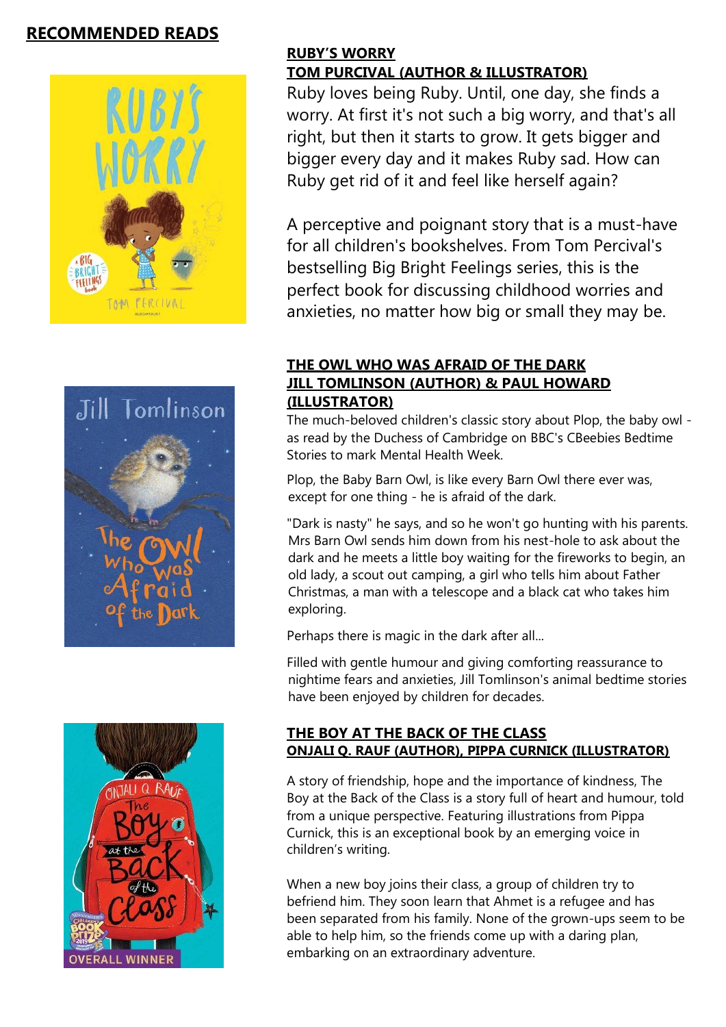# RECOMMENDED READS

## RUBY'S WORRY
## TOM PURCIVAL (AUTHOR & ILLUSTRATOR)

Ruby loves being Ruby. Until, one day, she finds a worry. At first it's not such a big worry, and that's all right, but then it starts to grow. It gets bigger and bigger every day and it makes Ruby sad. How can Ruby get rid of it and feel like herself again?

A perceptive and poignant story that is a must-have for all children's bookshelves. From Tom Percival's bestselling Big Bright Feelings series, this is the perfect book for discussing childhood worries and anxieties, no matter how big or small they may be.

## THE OWL WHO WAS AFRAID OF THE DARK
## JILL TOMLINSON (AUTHOR) & PAUL HOWARD (ILLUSTRATOR)

The much-beloved children's classic story about Plop, the baby owl - as read by the Duchess of Cambridge on BBC's CBeebies Bedtime Stories to mark Mental Health Week.

Plop, the Baby Barn Owl, is like every Barn Owl there ever was, except for one thing - he is afraid of the dark.

"Dark is nasty" he says, and so he won't go hunting with his parents. Mrs Barn Owl sends him down from his nest-hole to ask about the dark and he meets a little boy waiting for the fireworks to begin, an old lady, a scout out camping, a girl who tells him about Father Christmas, a man with a telescope and a black cat who takes him exploring.

Perhaps there is magic in the dark after all...

Filled with gentle humour and giving comforting reassurance to nightime fears and anxieties, Jill Tomlinson's animal bedtime stories have been enjoyed by children for decades.

## THE BOY AT THE BACK OF THE CLASS
## ONJALI Q. RAUF (AUTHOR), PIPPA CURNICK (ILLUSTRATOR)

A story of friendship, hope and the importance of kindness, The Boy at the Back of the Class is a story full of heart and humour, told from a unique perspective. Featuring illustrations from Pippa Curnick, this is an exceptional book by an emerging voice in children's writing.

When a new boy joins their class, a group of children try to befriend him. They soon learn that Ahmet is a refugee and has been separated from his family. None of the grown-ups seem to be able to help him, so the friends come up with a daring plan, embarking on an extraordinary adventure.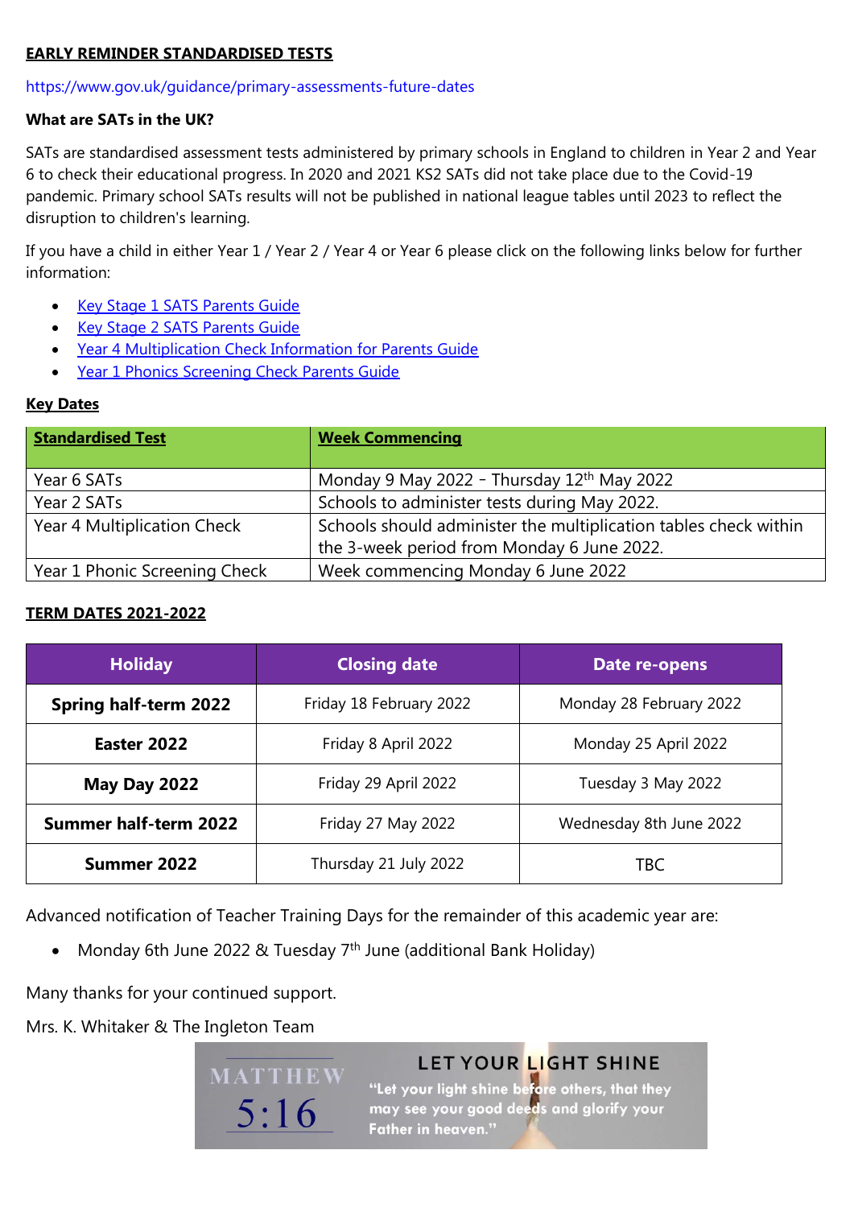**EARLY REMINDER STANDARDISED TESTS**

https://www.gov.uk/guidance/primary-assessments-future-dates

**What are SATs in the UK?**

SATs are standardised assessment tests administered by primary schools in England to children in Year 2 and Year 6 to check their educational progress. In 2020 and 2021 KS2 SATs did not take place due to the Covid-19 pandemic. Primary school SATs results will not be published in national league tables until 2023 to reflect the disruption to children's learning.

If you have a child in either Year 1 / Year 2 / Year 4 or Year 6 please click on the following links below for further information:

- Key Stage 1 SATS Parents Guide
- Key Stage 2 SATS Parents Guide
- Year 4 Multiplication Check Information for Parents Guide
- Year 1 Phonics Screening Check Parents Guide

**Key Dates**

| Standardised Test | Week Commencing |
|---|---|
| Year 6 SATs | Monday 9 May 2022 – Thursday 12th May 2022 |
| Year 2 SATs | Schools to administer tests during May 2022. |
| Year 4 Multiplication Check | Schools should administer the multiplication tables check within the 3-week period from Monday 6 June 2022. |
| Year 1 Phonic Screening Check | Week commencing Monday 6 June 2022 |

**TERM DATES 2021-2022**

| Holiday | Closing date | Date re-opens |
|---|---|---|
| **Spring half-term 2022** | Friday 18 February 2022 | Monday 28 February 2022 |
| **Easter 2022** | Friday 8 April 2022 | Monday 25 April 2022 |
| **May Day 2022** | Friday 29 April 2022 | Tuesday 3 May 2022 |
| **Summer half-term 2022** | Friday 27 May 2022 | Wednesday 8th June 2022 |
| **Summer 2022** | Thursday 21 July 2022 | TBC |

Advanced notification of Teacher Training Days for the remainder of this academic year are:

- Monday 6th June 2022 & Tuesday 7th June (additional Bank Holiday)

Many thanks for your continued support.

Mrs. K. Whitaker & The Ingleton Team

MATTHEW 5:16

LET YOUR LIGHT SHINE

"Let your light shine before others, that they may see your good deeds and glorify your Father in heaven."